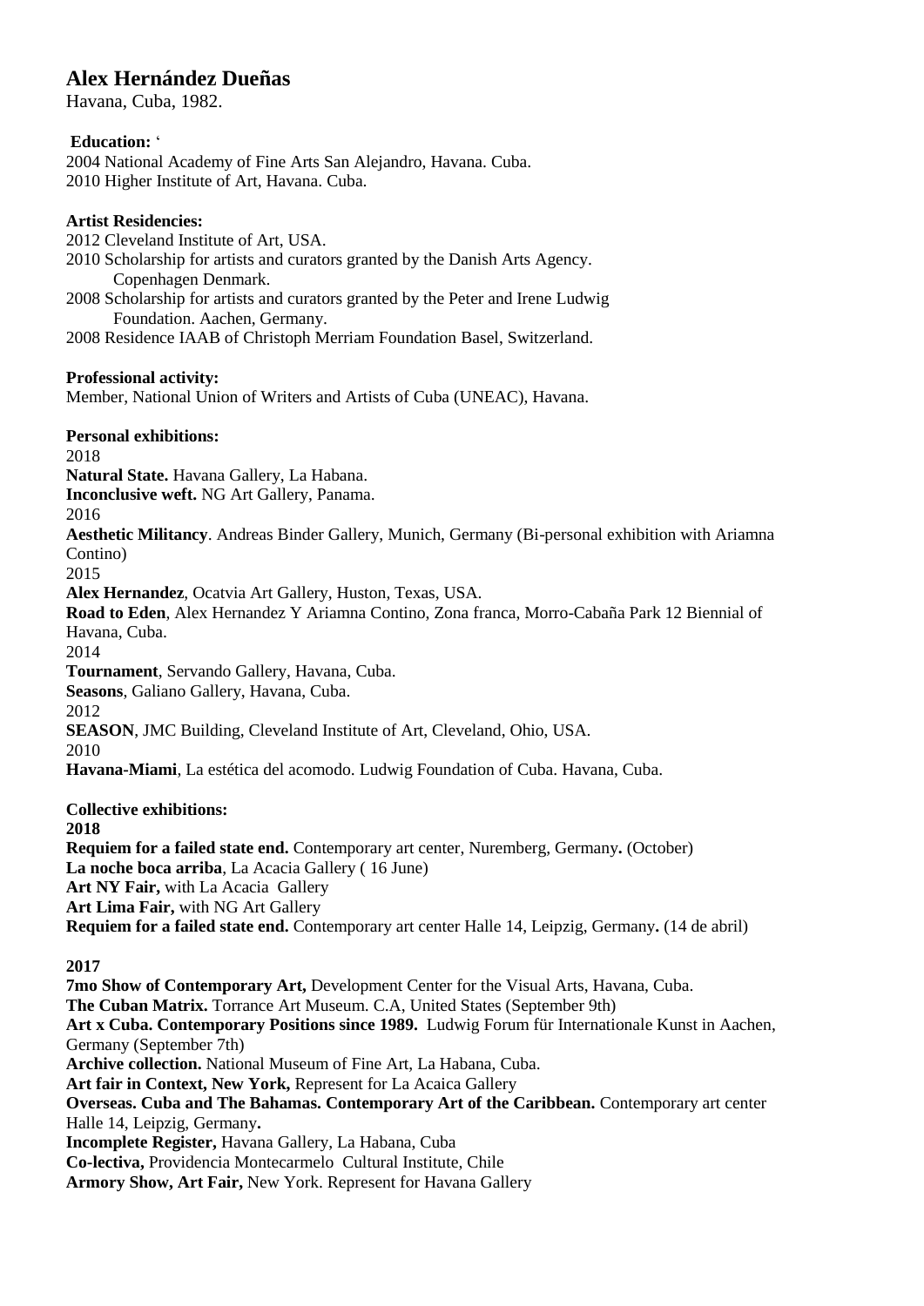# Alex Hernández Dueñas

Havana, Cuba, 1982.

**Education:** '

2004 National Academy of Fine Arts San Alejandro, Havana. Cuba.
2010 Higher Institute of Art, Havana. Cuba.

**Artist Residencies:**

2012 Cleveland Institute of Art, USA.
2010 Scholarship for artists and curators granted by the Danish Arts Agency. Copenhagen Denmark.
2008 Scholarship for artists and curators granted by the Peter and Irene Ludwig Foundation. Aachen, Germany.
2008 Residence IAAB of Christoph Merriam Foundation Basel, Switzerland.

**Professional activity:**

Member, National Union of Writers and Artists of Cuba (UNEAC), Havana.

**Personal exhibitions:**

2018

**Natural State.** Havana Gallery, La Habana.
**Inconclusive weft.** NG Art Gallery, Panama.

2016

**Aesthetic Militancy**. Andreas Binder Gallery, Munich, Germany (Bi-personal exhibition with Ariamna Contino)

2015

**Alex Hernandez**, Ocatvia Art Gallery, Huston, Texas, USA.
**Road to Eden**, Alex Hernandez Y Ariamna Contino, Zona franca, Morro-Cabaña Park 12 Biennial of Havana, Cuba.

2014

**Tournament**, Servando Gallery, Havana, Cuba.
**Seasons**, Galiano Gallery, Havana, Cuba.

2012

**SEASON**, JMC Building, Cleveland Institute of Art, Cleveland, Ohio, USA.

2010

**Havana-Miami**, La estética del acomodo. Ludwig Foundation of Cuba. Havana, Cuba.

**Collective exhibitions:**

**2018**

**Requiem for a failed state end.** Contemporary art center, Nuremberg, Germany**.** (October)
**La noche boca arriba**, La Acacia Gallery ( 16 June)
**Art NY Fair,** with La Acacia Gallery
**Art Lima Fair,** with NG Art Gallery
**Requiem for a failed state end.** Contemporary art center Halle 14, Leipzig, Germany**.** (14 de abril)

**2017**

**7mo Show of Contemporary Art,** Development Center for the Visual Arts, Havana, Cuba.
**The Cuban Matrix.** Torrance Art Museum. C.A, United States (September 9th)
**Art x Cuba. Contemporary Positions since 1989.** Ludwig Forum für Internationale Kunst in Aachen, Germany (September 7th)
**Archive collection.** National Museum of Fine Art, La Habana, Cuba.
**Art fair in Context, New York,** Represent for La Acaica Gallery
**Overseas. Cuba and The Bahamas. Contemporary Art of the Caribbean.** Contemporary art center Halle 14, Leipzig, Germany**.**
**Incomplete Register,** Havana Gallery, La Habana, Cuba
**Co-lectiva,** Providencia Montecarmelo Cultural Institute, Chile
**Armory Show, Art Fair,** New York. Represent for Havana Gallery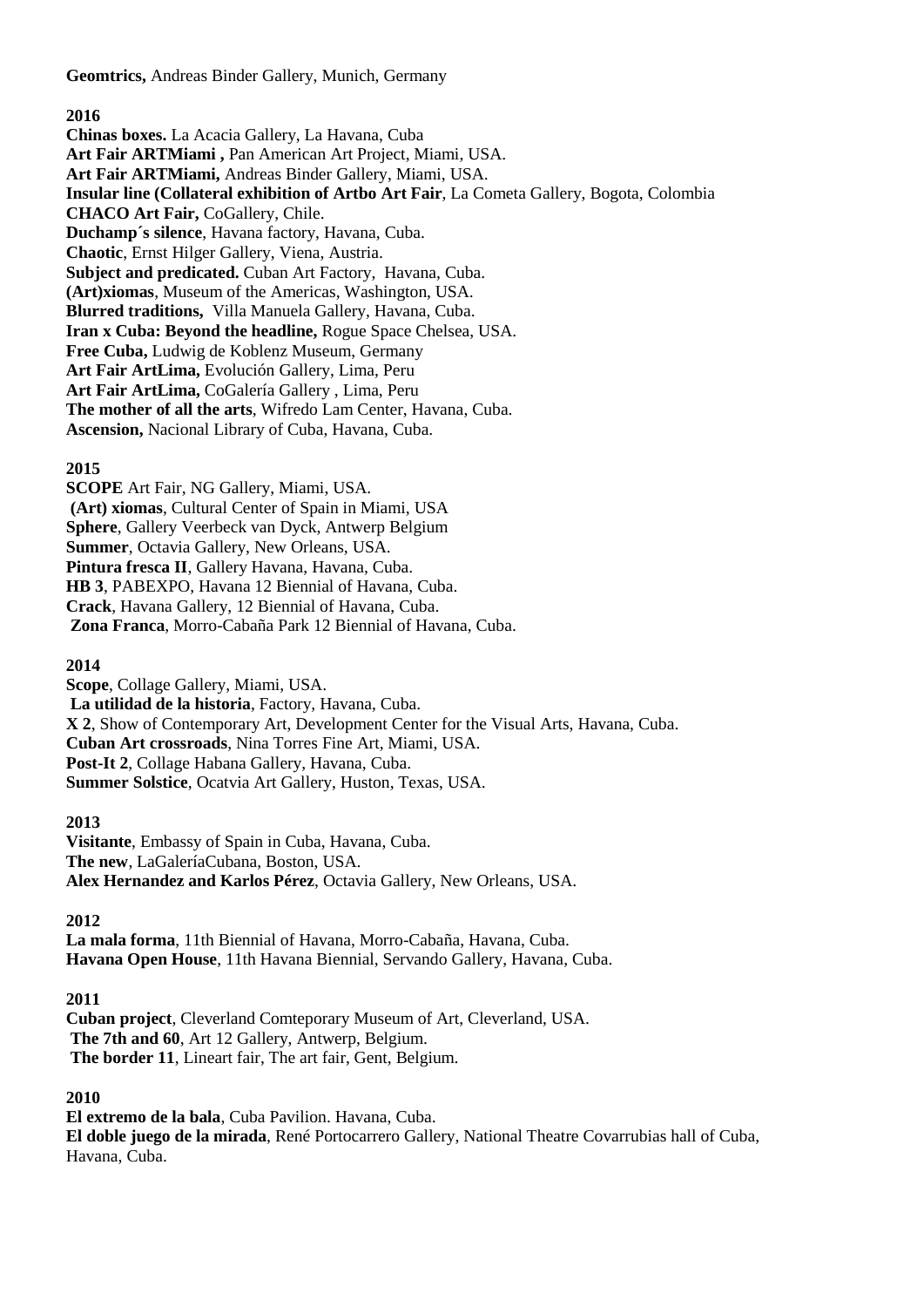**Geomtrics,** Andreas Binder Gallery, Munich, Germany

**2016**

**Chinas boxes.** La Acacia Gallery, La Havana, Cuba
**Art Fair ARTMiami ,** Pan American Art Project, Miami, USA.
**Art Fair ARTMiami,** Andreas Binder Gallery, Miami, USA.
**Insular line (Collateral exhibition of Artbo Art Fair**, La Cometa Gallery, Bogota, Colombia
**CHACO Art Fair,** CoGallery, Chile.
**Duchamp´s silence**, Havana factory, Havana, Cuba.
**Chaotic**, Ernst Hilger Gallery, Viena, Austria.
**Subject and predicated.** Cuban Art Factory, Havana, Cuba.
**(Art)xiomas**, Museum of the Americas, Washington, USA.
**Blurred traditions,** Villa Manuela Gallery, Havana, Cuba.
**Iran x Cuba: Beyond the headline,** Rogue Space Chelsea, USA.
**Free Cuba,** Ludwig de Koblenz Museum, Germany
**Art Fair ArtLima,** Evolución Gallery, Lima, Peru
**Art Fair ArtLima,** CoGalería Gallery , Lima, Peru
**The mother of all the arts**, Wifredo Lam Center, Havana, Cuba.
**Ascension,** Nacional Library of Cuba, Havana, Cuba.

**2015**

**SCOPE** Art Fair, NG Gallery, Miami, USA.
**(Art) xiomas**, Cultural Center of Spain in Miami, USA
**Sphere**, Gallery Veerbeck van Dyck, Antwerp Belgium
**Summer**, Octavia Gallery, New Orleans, USA.
**Pintura fresca II**, Gallery Havana, Havana, Cuba.
**HB 3**, PABEXPO, Havana 12 Biennial of Havana, Cuba.
**Crack**, Havana Gallery, 12 Biennial of Havana, Cuba.
**Zona Franca**, Morro-Cabaña Park 12 Biennial of Havana, Cuba.

**2014**

**Scope**, Collage Gallery, Miami, USA.
**La utilidad de la historia**, Factory, Havana, Cuba.
**X 2**, Show of Contemporary Art, Development Center for the Visual Arts, Havana, Cuba.
**Cuban Art crossroads**, Nina Torres Fine Art, Miami, USA.
**Post-It 2**, Collage Habana Gallery, Havana, Cuba.
**Summer Solstice**, Ocatvia Art Gallery, Huston, Texas, USA.

**2013**

**Visitante**, Embassy of Spain in Cuba, Havana, Cuba.
**The new**, LaGaleríaCubana, Boston, USA.
**Alex Hernandez and Karlos Pérez**, Octavia Gallery, New Orleans, USA.

**2012**

**La mala forma**, 11th Biennial of Havana, Morro-Cabaña, Havana, Cuba.
**Havana Open House**, 11th Havana Biennial, Servando Gallery, Havana, Cuba.

**2011**

**Cuban project**, Cleverland Comteporary Museum of Art, Cleverland, USA.
**The 7th and 60**, Art 12 Gallery, Antwerp, Belgium.
**The border 11**, Lineart fair, The art fair, Gent, Belgium.

**2010**

**El extremo de la bala**, Cuba Pavilion. Havana, Cuba.
**El doble juego de la mirada**, René Portocarrero Gallery, National Theatre Covarrubias hall of Cuba, Havana, Cuba.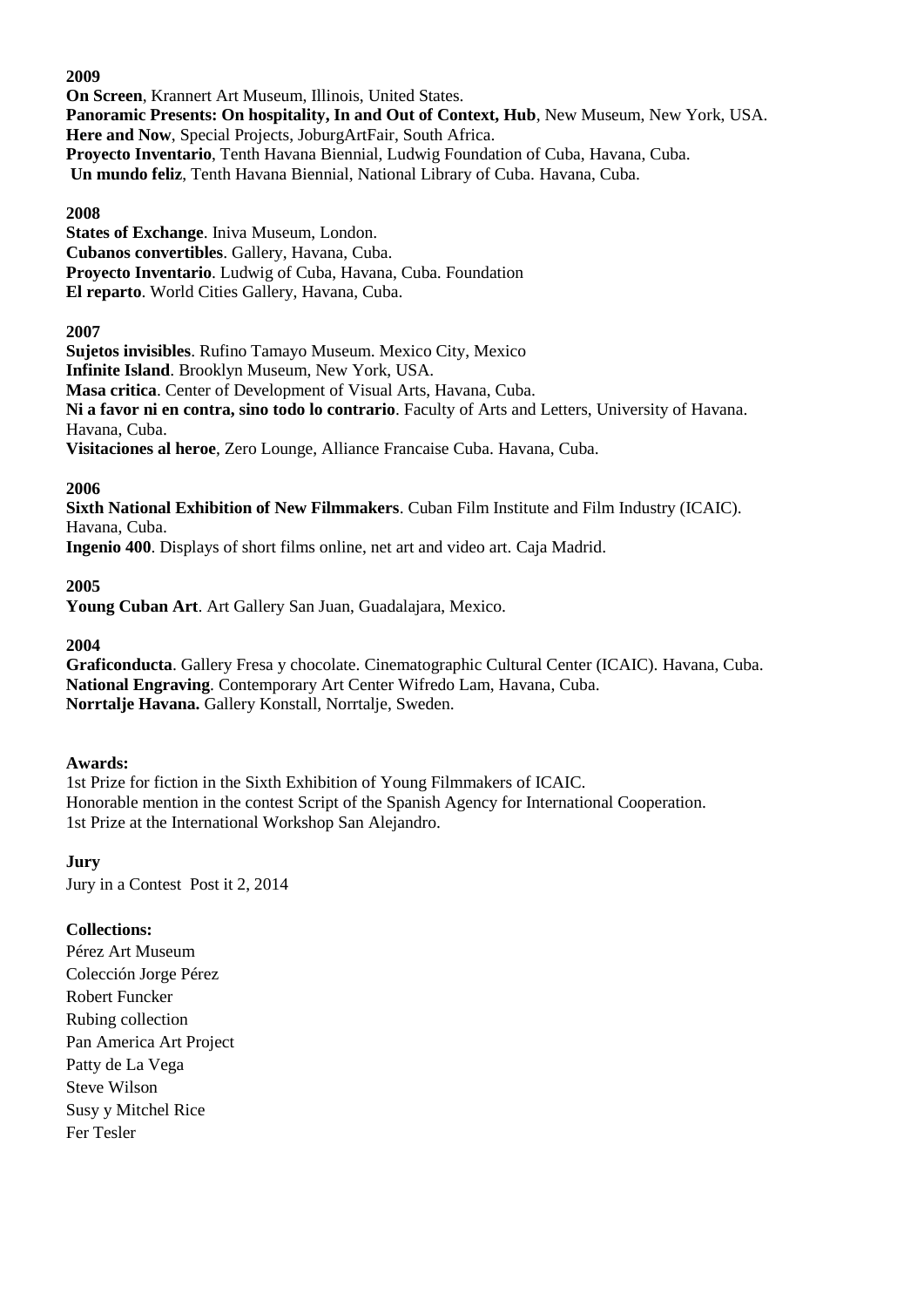**2009**

**On Screen**, Krannert Art Museum, Illinois, United States.
**Panoramic Presents: On hospitality, In and Out of Context, Hub**, New Museum, New York, USA.
**Here and Now**, Special Projects, JoburgArtFair, South Africa.
**Proyecto Inventario**, Tenth Havana Biennial, Ludwig Foundation of Cuba, Havana, Cuba.
**Un mundo feliz**, Tenth Havana Biennial, National Library of Cuba. Havana, Cuba.

**2008**

**States of Exchange**. Iniva Museum, London.
**Cubanos convertibles**. Gallery, Havana, Cuba.
**Proyecto Inventario**. Ludwig of Cuba, Havana, Cuba. Foundation
**El reparto**. World Cities Gallery, Havana, Cuba.

**2007**

**Sujetos invisibles**. Rufino Tamayo Museum. Mexico City, Mexico
**Infinite Island**. Brooklyn Museum, New York, USA.
**Masa critica**. Center of Development of Visual Arts, Havana, Cuba.
**Ni a favor ni en contra, sino todo lo contrario**. Faculty of Arts and Letters, University of Havana. Havana, Cuba.
**Visitaciones al heroe**, Zero Lounge, Alliance Francaise Cuba. Havana, Cuba.

**2006**

**Sixth National Exhibition of New Filmmakers**. Cuban Film Institute and Film Industry (ICAIC). Havana, Cuba.
**Ingenio 400**. Displays of short films online, net art and video art. Caja Madrid.

**2005**

**Young Cuban Art**. Art Gallery San Juan, Guadalajara, Mexico.

**2004**

**Graficonducta**. Gallery Fresa y chocolate. Cinematographic Cultural Center (ICAIC). Havana, Cuba.
**National Engraving**. Contemporary Art Center Wifredo Lam, Havana, Cuba.
**Norrtalje Havana.** Gallery Konstall, Norrtalje, Sweden.

**Awards:**

1st Prize for fiction in the Sixth Exhibition of Young Filmmakers of ICAIC.
Honorable mention in the contest Script of the Spanish Agency for International Cooperation.
1st Prize at the International Workshop San Alejandro.

**Jury**

Jury in a Contest Post it 2, 2014

**Collections:**

Pérez Art Museum
Colección Jorge Pérez
Robert Funcker
Rubing collection
Pan America Art Project
Patty de La Vega
Steve Wilson
Susy y Mitchel Rice
Fer Tesler